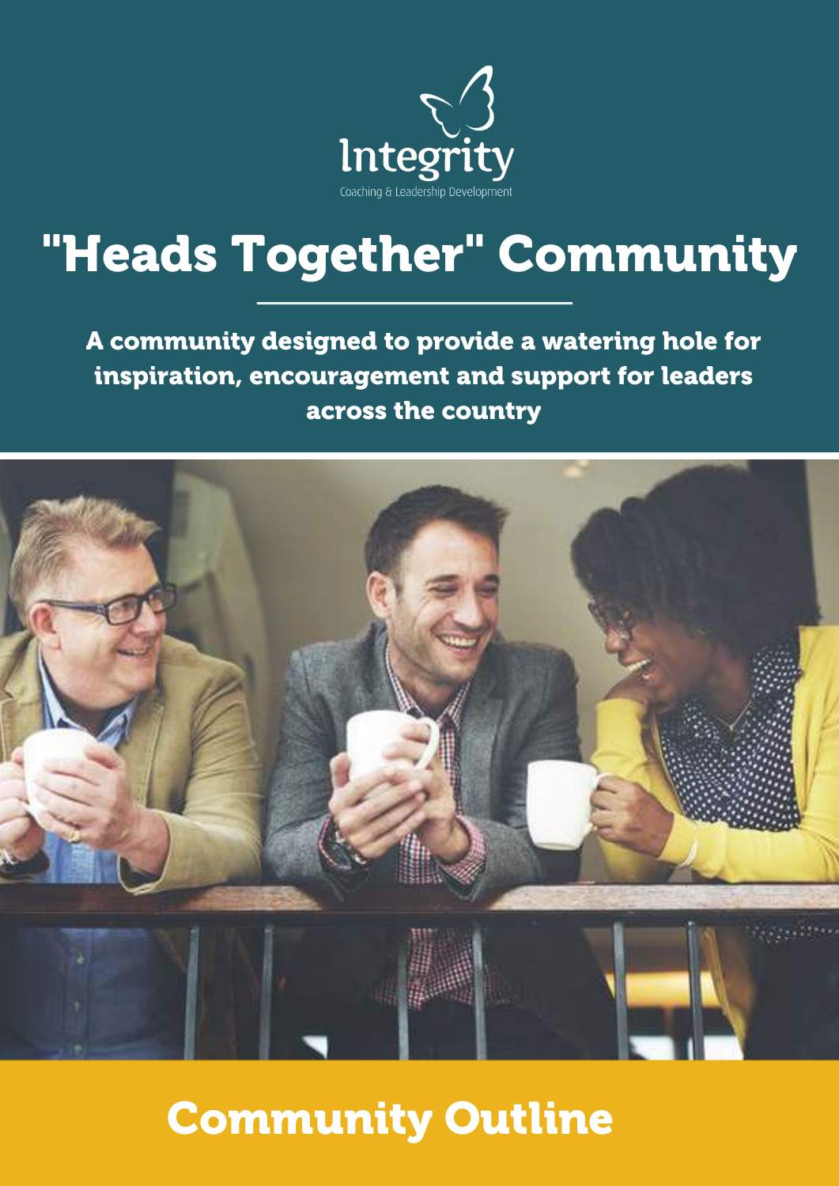Integrity

Coaching & Leadership Development

# "Heads Together" Community

**A community designed to provide a watering hole for inspiration, encouragement and support for leaders across the country**

## Community Outline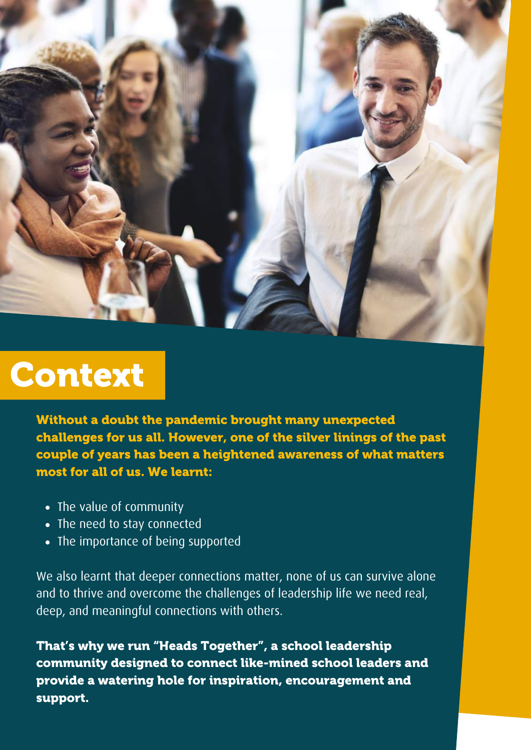# Context

**Without a doubt the pandemic brought many unexpected challenges for us all. However, one of the silver linings of the past couple of years has been a heightened awareness of what matters most for all of us. We learnt:**

- The value of community
- The need to stay connected
- The importance of being supported

We also learnt that deeper connections matter, none of us can survive alone and to thrive and overcome the challenges of leadership life we need real, deep, and meaningful connections with others.

**That's why we run "Heads Together", a school leadership community designed to connect like-mined school leaders and provide a watering hole for inspiration, encouragement and support.**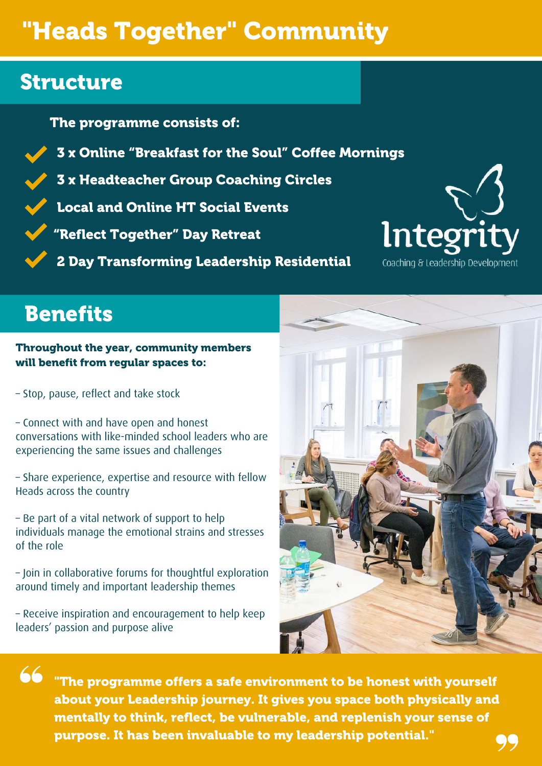# "Heads Together" Community

## Structure

**The programme consists of:**

- **3 x Online "Breakfast for the Soul" Coffee Mornings**
- **3 x Headteacher Group Coaching Circles**
- **Local and Online HT Social Events**
- **"Reflect Together" Day Retreat**
- **2 Day Transforming Leadership Residential**

Integrity
Coaching & Leadership Development

## Benefits

**Throughout the year, community members will benefit from regular spaces to:**

– Stop, pause, reflect and take stock

– Connect with and have open and honest conversations with like-minded school leaders who are experiencing the same issues and challenges

– Share experience, expertise and resource with fellow Heads across the country

– Be part of a vital network of support to help individuals manage the emotional strains and stresses of the role

– Join in collaborative forums for thoughtful exploration around timely and important leadership themes

– Receive inspiration and encouragement to help keep leaders' passion and purpose alive

> **"The programme offers a safe environment to be honest with yourself about your Leadership journey. It gives you space both physically and mentally to think, reflect, be vulnerable, and replenish your sense of purpose. It has been invaluable to my leadership potential."**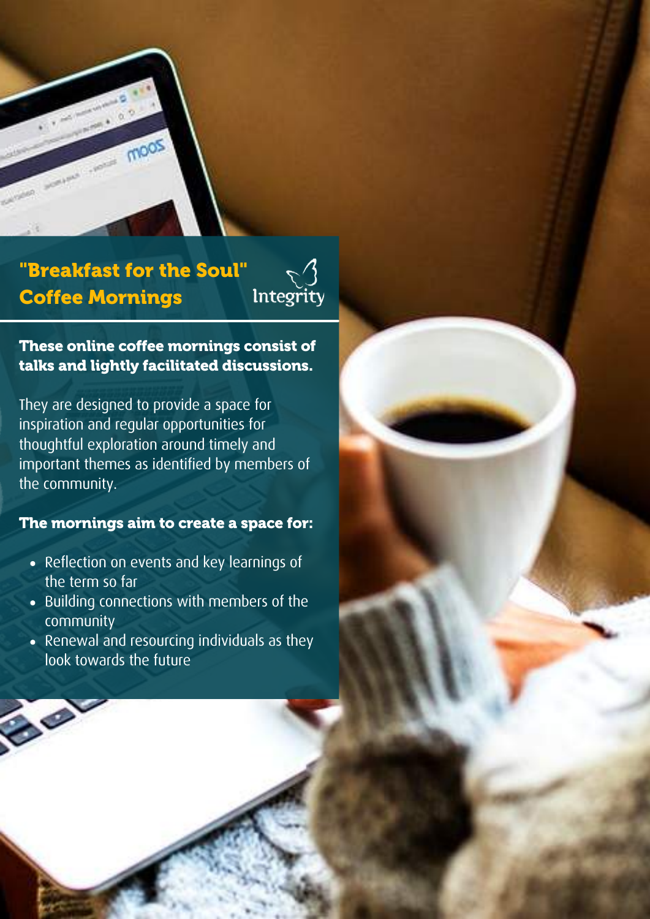# "Breakfast for the Soul" Coffee Mornings

Integrity

**These online coffee mornings consist of talks and lightly facilitated discussions.**

They are designed to provide a space for inspiration and regular opportunities for thoughtful exploration around timely and important themes as identified by members of the community.

**The mornings aim to create a space for:**

- Reflection on events and key learnings of the term so far
- Building connections with members of the community
- Renewal and resourcing individuals as they look towards the future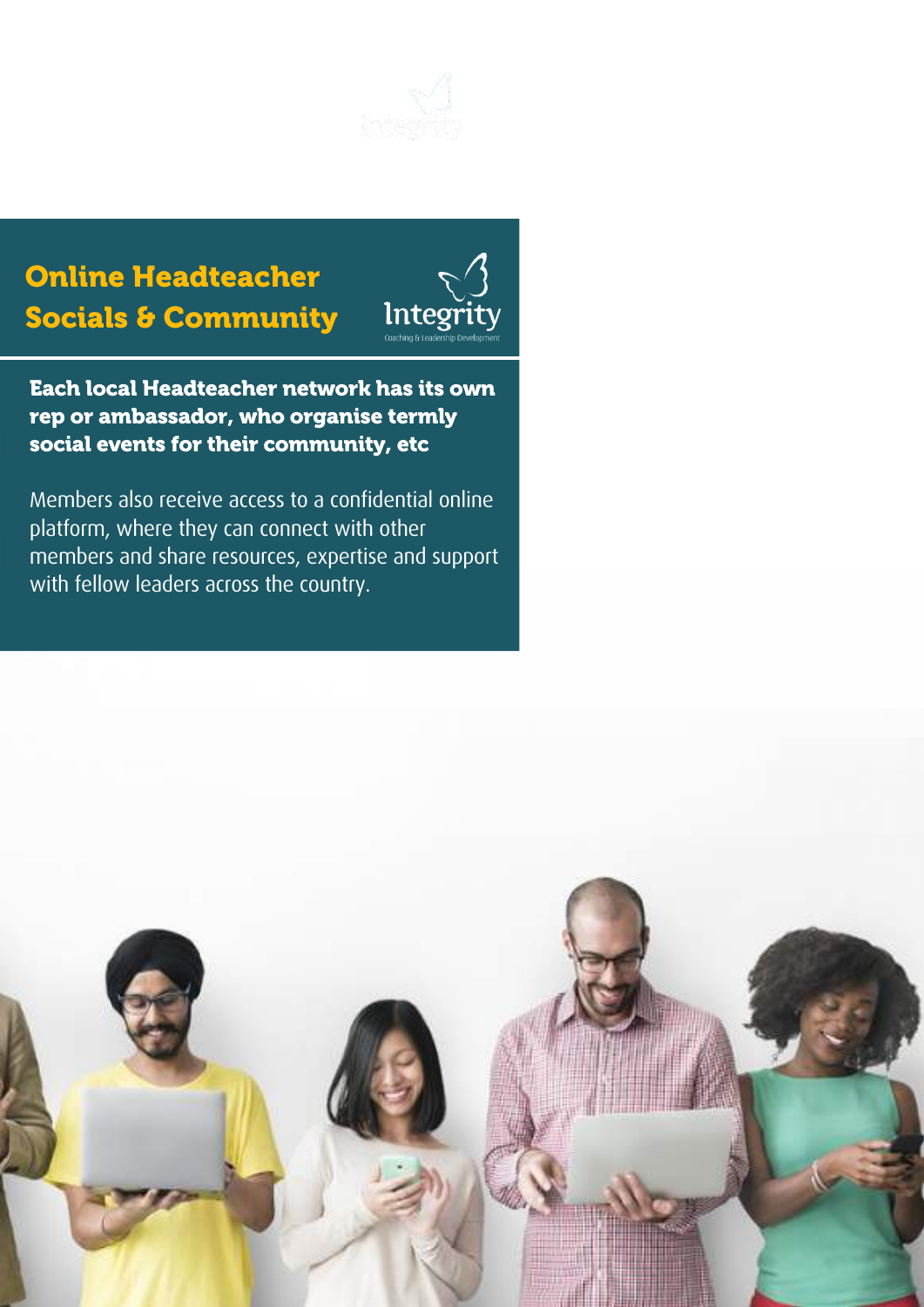# Online Headteacher Socials & Community

**Each local Headteacher network has its own rep or ambassador, who organise termly social events for their community, etc**

Members also receive access to a confidential online platform, where they can connect with other members and share resources, expertise and support with fellow leaders across the country.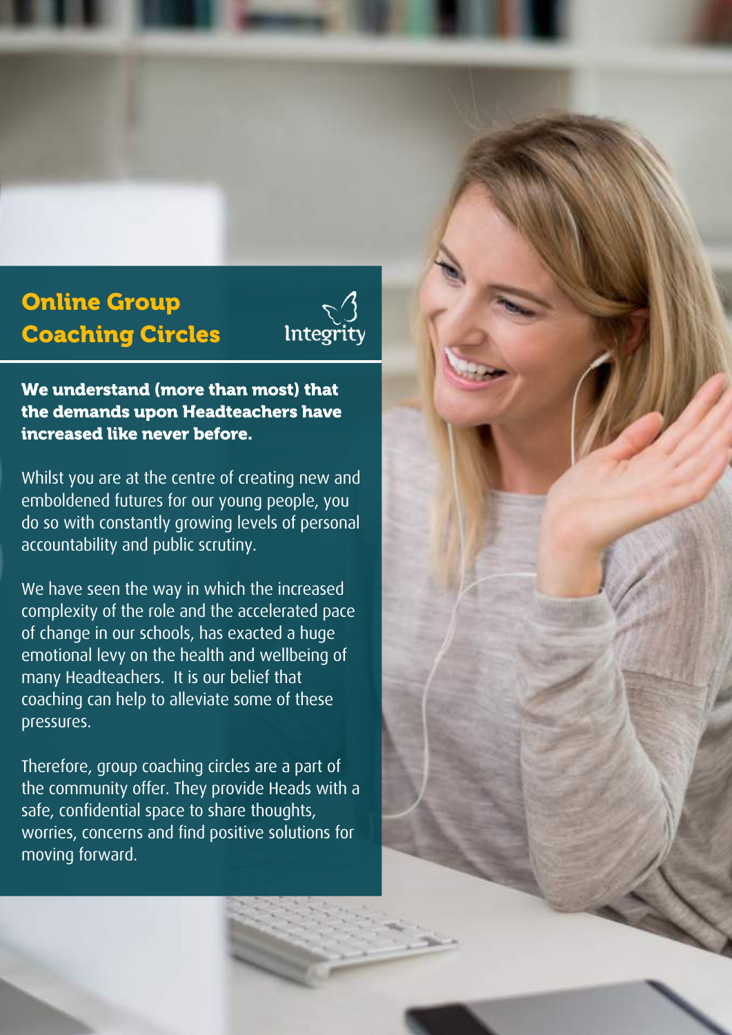# Online Group Coaching Circles

Integrity

**We understand (more than most) that the demands upon Headteachers have increased like never before.**

Whilst you are at the centre of creating new and emboldened futures for our young people, you do so with constantly growing levels of personal accountability and public scrutiny.

We have seen the way in which the increased complexity of the role and the accelerated pace of change in our schools, has exacted a huge emotional levy on the health and wellbeing of many Headteachers. It is our belief that coaching can help to alleviate some of these pressures.

Therefore, group coaching circles are a part of the community offer. They provide Heads with a safe, confidential space to share thoughts, worries, concerns and find positive solutions for moving forward.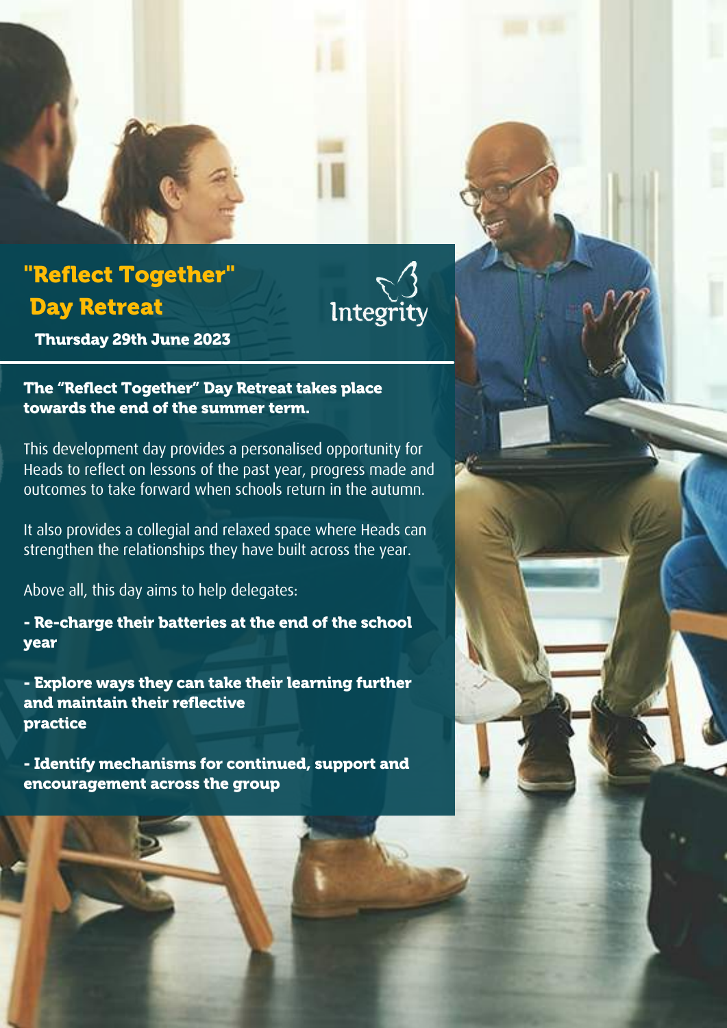# "Reflect Together" Day Retreat

Integrity

**Thursday 29th June 2023**

**The "Reflect Together" Day Retreat takes place towards the end of the summer term.**

This development day provides a personalised opportunity for Heads to reflect on lessons of the past year, progress made and outcomes to take forward when schools return in the autumn.

It also provides a collegial and relaxed space where Heads can strengthen the relationships they have built across the year.

Above all, this day aims to help delegates:

- **Re-charge their batteries at the end of the school year**
- **Explore ways they can take their learning further and maintain their reflective practice**
- **Identify mechanisms for continued, support and encouragement across the group**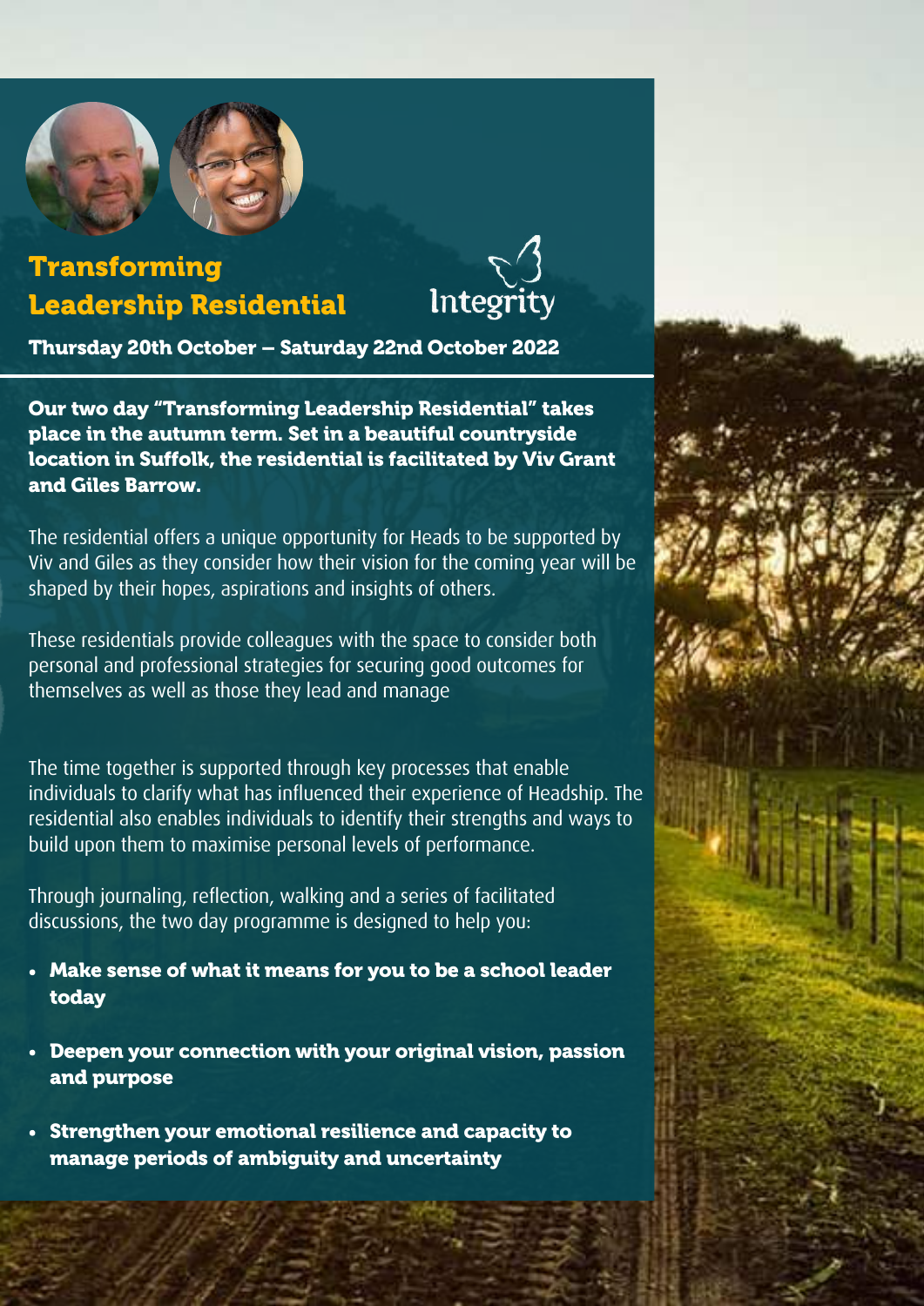# Transforming Leadership Residential

Integrity

**Thursday 20th October – Saturday 22nd October 2022**

**Our two day "Transforming Leadership Residential" takes place in the autumn term. Set in a beautiful countryside location in Suffolk, the residential is facilitated by Viv Grant and Giles Barrow.**

The residential offers a unique opportunity for Heads to be supported by Viv and Giles as they consider how their vision for the coming year will be shaped by their hopes, aspirations and insights of others.

These residentials provide colleagues with the space to consider both personal and professional strategies for securing good outcomes for themselves as well as those they lead and manage

The time together is supported through key processes that enable individuals to clarify what has influenced their experience of Headship. The residential also enables individuals to identify their strengths and ways to build upon them to maximise personal levels of performance.

Through journaling, reflection, walking and a series of facilitated discussions, the two day programme is designed to help you:

- **Make sense of what it means for you to be a school leader today**
- **Deepen your connection with your original vision, passion and purpose**
- **Strengthen your emotional resilience and capacity to manage periods of ambiguity and uncertainty**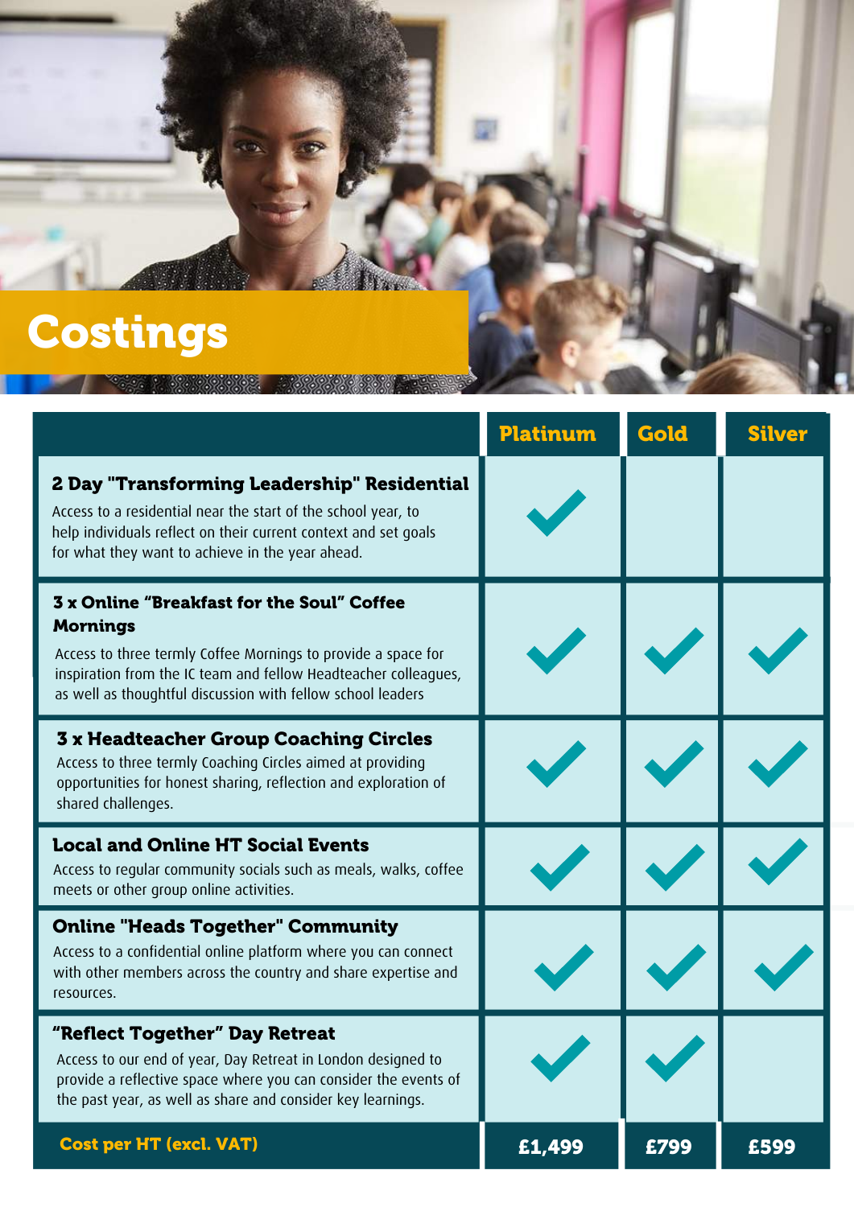# Costings

| | Platinum | Gold | Silver |
|---|---|---|---|
| **2 Day "Transforming Leadership" Residential** Access to a residential near the start of the school year, to help individuals reflect on their current context and set goals for what they want to achieve in the year ahead. | ✓ | | |
| **3 x Online "Breakfast for the Soul" Coffee Mornings** Access to three termly Coffee Mornings to provide a space for inspiration from the IC team and fellow Headteacher colleagues, as well as thoughtful discussion with fellow school leaders | ✓ | ✓ | ✓ |
| **3 x Headteacher Group Coaching Circles** Access to three termly Coaching Circles aimed at providing opportunities for honest sharing, reflection and exploration of shared challenges. | ✓ | ✓ | ✓ |
| **Local and Online HT Social Events** Access to regular community socials such as meals, walks, coffee meets or other group online activities. | ✓ | ✓ | ✓ |
| **Online "Heads Together" Community** Access to a confidential online platform where you can connect with other members across the country and share expertise and resources. | ✓ | ✓ | ✓ |
| **"Reflect Together" Day Retreat** Access to our end of year, Day Retreat in London designed to provide a reflective space where you can consider the events of the past year, as well as share and consider key learnings. | ✓ | ✓ | |
| **Cost per HT (excl. VAT)** | **£1,499** | **£799** | **£599** |